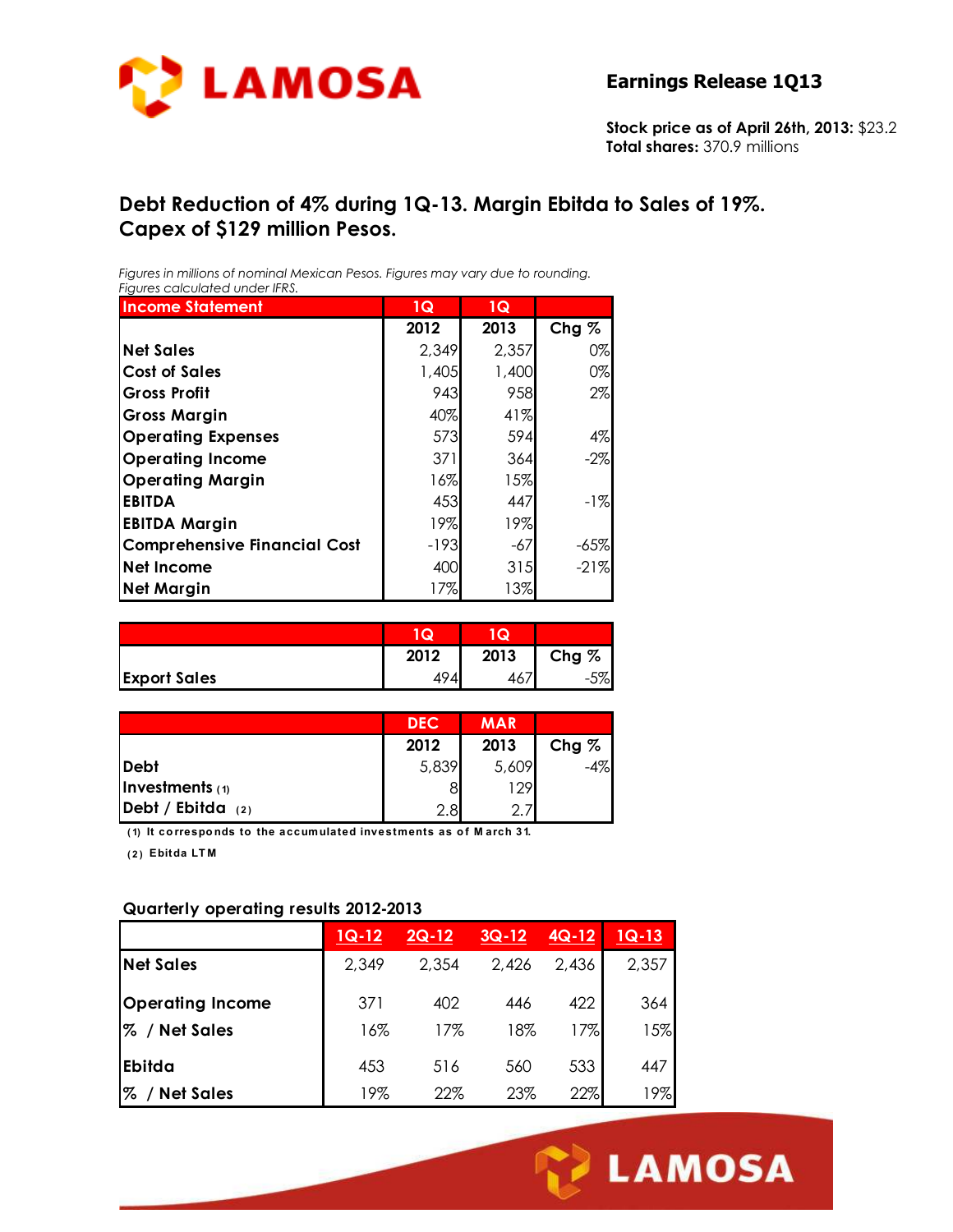**Earnings Release 1Q13**

**Stock price as of April 26th, 2013:** $23.2
**Total shares:** 370.9 millions

## Debt Reduction of 4% during 1Q-13. Margin Ebitda to Sales of 19%. Capex of $129 million Pesos.

*Figures in millions of nominal Mexican Pesos. Figures may vary due to rounding.*
*Figures calculated under IFRS.*

| Income Statement | 1Q 2012 | 1Q 2013 | Chg % |
|---|---|---|---|
| **Net Sales** | 2,349 | 2,357 | 0% |
| **Cost of Sales** | 1,405 | 1,400 | 0% |
| **Gross Profit** | 943 | 958 | 2% |
| **Gross Margin** | 40% | 41% | |
| **Operating Expenses** | 573 | 594 | 4% |
| **Operating Income** | 371 | 364 | -2% |
| **Operating Margin** | 16% | 15% | |
| **EBITDA** | 453 | 447 | -1% |
| **EBITDA Margin** | 19% | 19% | |
| **Comprehensive Financial Cost** | -193 | -67 | -65% |
| **Net Income** | 400 | 315 | -21% |
| **Net Margin** | 17% | 13% | |

| | 1Q 2012 | 1Q 2013 | Chg % |
|---|---|---|---|
| **Export Sales** | 494 | 467 | -5% |

| | DEC 2012 | MAR 2013 | Chg % |
|---|---|---|---|
| **Debt** | 5,839 | 5,609 | -4% |
| **Investments** (1) | 8 | 129 | |
| **Debt / Ebitda** (2) | 2.8 | 2.7 | |

(1) It corresponds to the accumulated investments as of March 31.

(2) Ebitda LTM

### Quarterly operating results 2012-2013

| | 1Q-12 | 2Q-12 | 3Q-12 | 4Q-12 | 1Q-13 |
|---|---|---|---|---|---|
| **Net Sales** | 2,349 | 2,354 | 2,426 | 2,436 | 2,357 |
| **Operating Income** | 371 | 402 | 446 | 422 | 364 |
| **% / Net Sales** | 16% | 17% | 18% | 17% | 15% |
| **Ebitda** | 453 | 516 | 560 | 533 | 447 |
| **% / Net Sales** | 19% | 22% | 23% | 22% | 19% |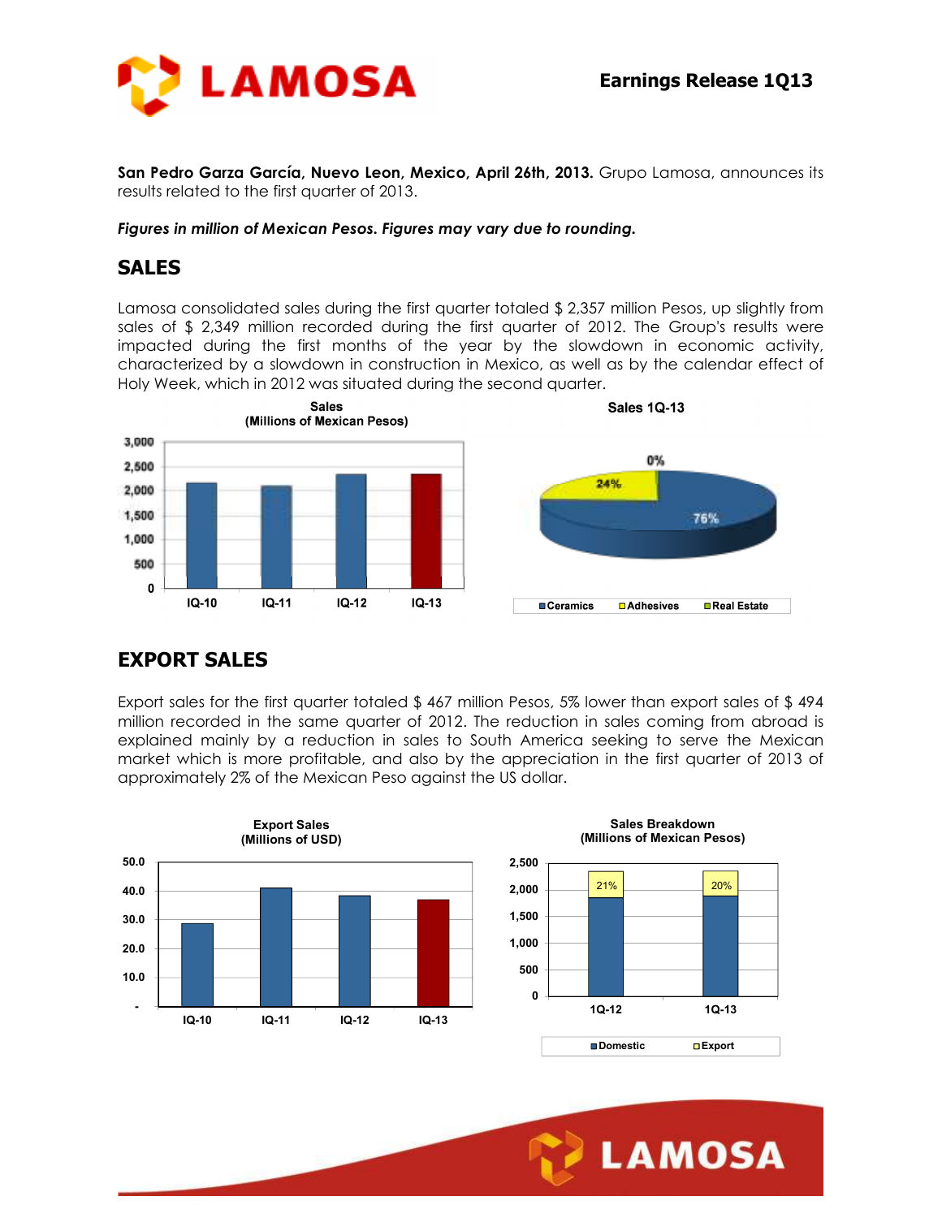**Earnings Release 1Q13**

**San Pedro Garza García, Nuevo Leon, Mexico, April 26th, 2013.** Grupo Lamosa, announces its results related to the first quarter of 2013.

***Figures in million of Mexican Pesos. Figures may vary due to rounding.***

## SALES

Lamosa consolidated sales during the first quarter totaled $ 2,357 million Pesos, up slightly from sales of $ 2,349 million recorded during the first quarter of 2012. The Group's results were impacted during the first months of the year by the slowdown in economic activity, characterized by a slowdown in construction in Mexico, as well as by the calendar effect of Holy Week, which in 2012 was situated during the second quarter.

## EXPORT SALES

Export sales for the first quarter totaled $ 467 million Pesos, 5% lower than export sales of $ 494 million recorded in the same quarter of 2012. The reduction in sales coming from abroad is explained mainly by a reduction in sales to South America seeking to serve the Mexican market which is more profitable, and also by the appreciation in the first quarter of 2013 of approximately 2% of the Mexican Peso against the US dollar.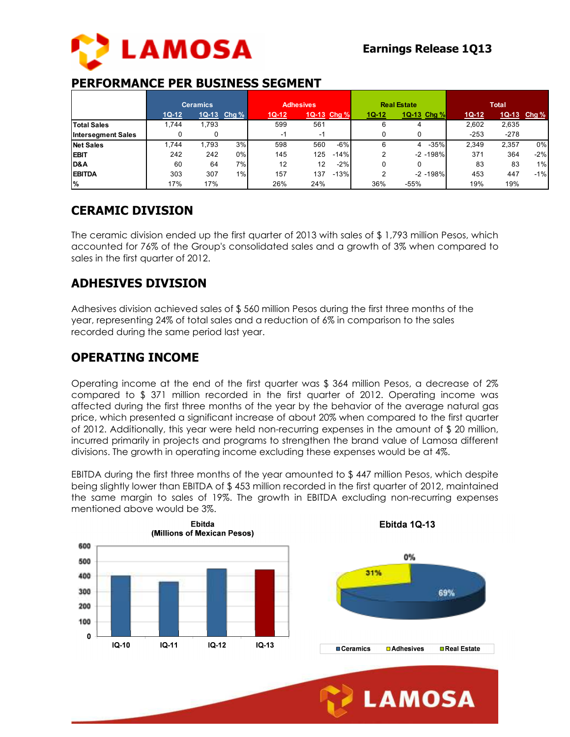## PERFORMANCE PER BUSINESS SEGMENT

| | Ceramics | | | Adhesives | | | Real Estate | | | Total | | |
|---|---|---|---|---|---|---|---|---|---|---|---|---|
| | 1Q-12 | 1Q-13 | Chg % | 1Q-12 | 1Q-13 | Chg % | 1Q-12 | 1Q-13 | Chg % | 1Q-12 | 1Q-13 | Chg % |
| **Total Sales** | 1,744 | 1,793 | | 599 | 561 | | 6 | 4 | | 2,602 | 2,635 | |
| **Intersegment Sales** | 0 | 0 | | -1 | -1 | | 0 | 0 | | -253 | -278 | |
| **Net Sales** | 1,744 | 1,793 | 3% | 598 | 560 | -6% | 6 | 4 | -35% | 2,349 | 2,357 | 0% |
| **EBIT** | 242 | 242 | 0% | 145 | 125 | -14% | 2 | -2 | -198% | 371 | 364 | -2% |
| **D&A** | 60 | 64 | 7% | 12 | 12 | -2% | 0 | 0 | | 83 | 83 | 1% |
| **EBITDA** | 303 | 307 | 1% | 157 | 137 | -13% | 2 | -2 | -198% | 453 | 447 | -1% |
| **%** | 17% | 17% | | 26% | 24% | | 36% | -55% | | 19% | 19% | |

## CERAMIC DIVISION

The ceramic division ended up the first quarter of 2013 with sales of $ 1,793 million Pesos, which accounted for 76% of the Group's consolidated sales and a growth of 3% when compared to sales in the first quarter of 2012.

## ADHESIVES DIVISION

Adhesives division achieved sales of $ 560 million Pesos during the first three months of the year, representing 24% of total sales and a reduction of 6% in comparison to the sales recorded during the same period last year.

## OPERATING INCOME

Operating income at the end of the first quarter was $ 364 million Pesos, a decrease of 2% compared to $ 371 million recorded in the first quarter of 2012. Operating income was affected during the first three months of the year by the behavior of the average natural gas price, which presented a significant increase of about 20% when compared to the first quarter of 2012. Additionally, this year were held non-recurring expenses in the amount of $ 20 million, incurred primarily in projects and programs to strengthen the brand value of Lamosa different divisions. The growth in operating income excluding these expenses would be at 4%.

EBITDA during the first three months of the year amounted to $ 447 million Pesos, which despite being slightly lower than EBITDA of $ 453 million recorded in the first quarter of 2012, maintained the same margin to sales of 19%. The growth in EBITDA excluding non-recurring expenses mentioned above would be 3%.

**Ebitda (Millions of Mexican Pesos)**

| | IQ-10 | IQ-11 | IQ-12 | IQ-13 |
|---|---|---|---|---|
| Ebitda | ~400 | ~360 | ~450 | ~447 |

**Ebitda 1Q-13**

| Ceramics | Adhesives | Real Estate |
|---|---|---|
| 69% | 31% | 0% |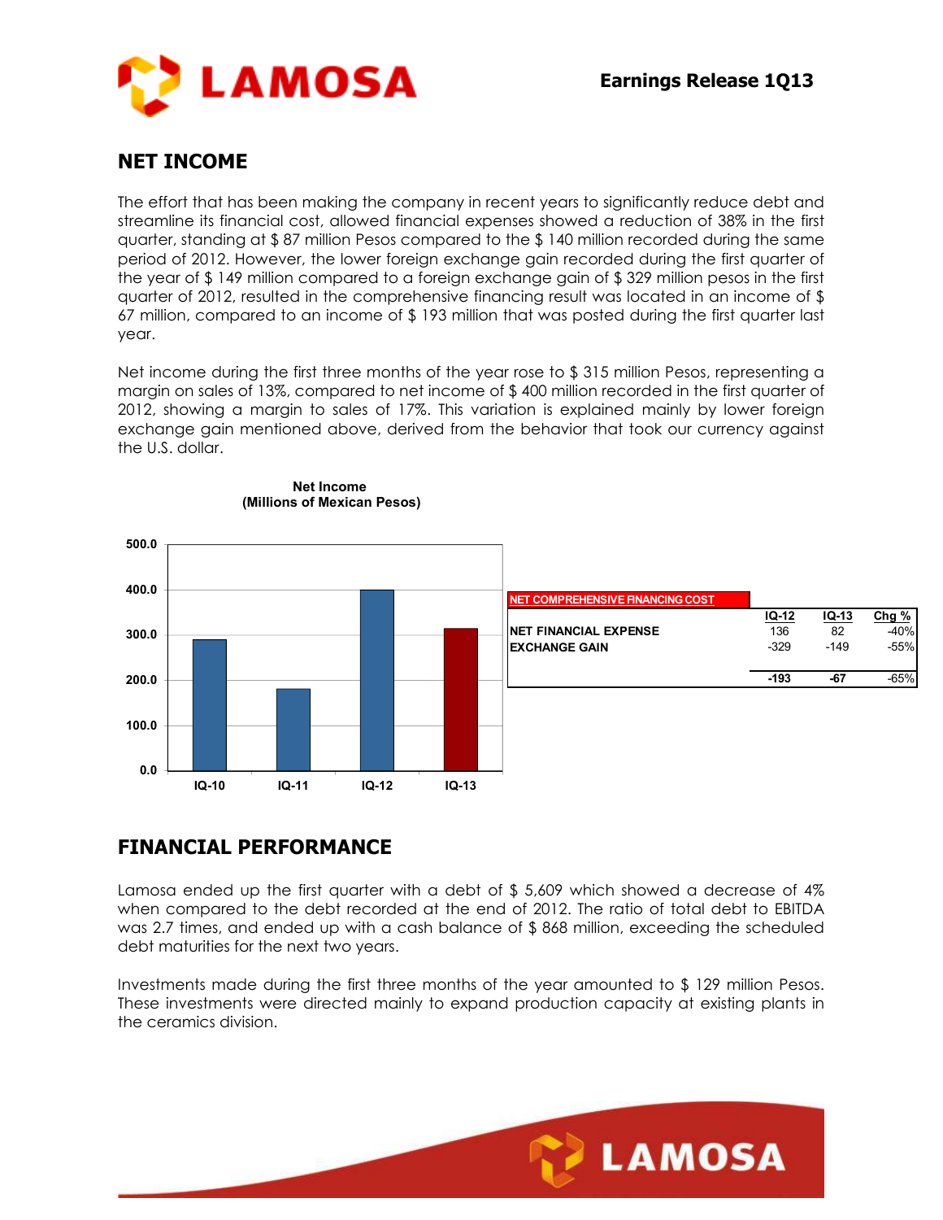## NET INCOME

The effort that has been making the company in recent years to significantly reduce debt and streamline its financial cost, allowed financial expenses showed a reduction of 38% in the first quarter, standing at $ 87 million Pesos compared to the $ 140 million recorded during the same period of 2012. However, the lower foreign exchange gain recorded during the first quarter of the year of $ 149 million compared to a foreign exchange gain of $ 329 million pesos in the first quarter of 2012, resulted in the comprehensive financing result was located in an income of $ 67 million, compared to an income of $ 193 million that was posted during the first quarter last year.

Net income during the first three months of the year rose to $ 315 million Pesos, representing a margin on sales of 13%, compared to net income of $ 400 million recorded in the first quarter of 2012, showing a margin to sales of 17%. This variation is explained mainly by lower foreign exchange gain mentioned above, derived from the behavior that took our currency against the U.S. dollar.

**Net Income**
**(Millions of Mexican Pesos)**

| | IQ-10 | IQ-11 | IQ-12 | IQ-13 |
|---|---|---|---|---|
| Net Income | ~290 | ~180 | ~400 | ~315 |

| NET COMPREHENSIVE FINANCING COST | IQ-12 | IQ-13 | Chg % |
|---|---|---|---|
| NET FINANCIAL EXPENSE | 136 | 82 | -40% |
| EXCHANGE GAIN | -329 | -149 | -55% |
| | **-193** | **-67** | -65% |

## FINANCIAL PERFORMANCE

Lamosa ended up the first quarter with a debt of $ 5,609 which showed a decrease of 4% when compared to the debt recorded at the end of 2012. The ratio of total debt to EBITDA was 2.7 times, and ended up with a cash balance of $ 868 million, exceeding the scheduled debt maturities for the next two years.

Investments made during the first three months of the year amounted to $ 129 million Pesos. These investments were directed mainly to expand production capacity at existing plants in the ceramics division.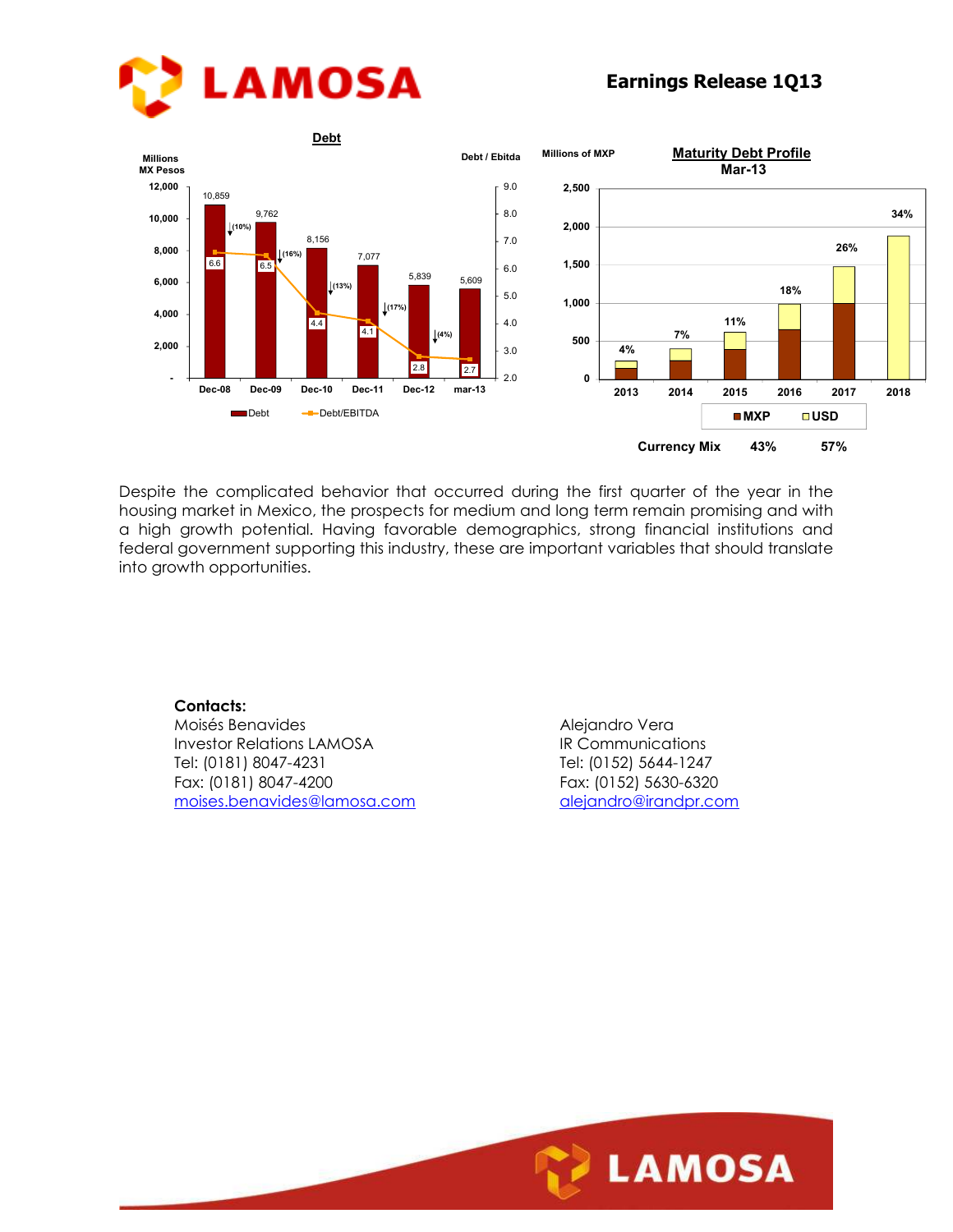**Debt**

Millions MX Pesos

Debt / Ebitda

12,000
10,000
8,000
6,000
4,000
2,000
-

9.0
8.0
7.0
6.0
5.0
4.0
3.0
2.0

10,859
9,762
8,156
7,077
5,839
5,609

(10%)
(16%)
(13%)
(17%)
(4%)

6.6
6.5
4.4
4.1
2.8
2.7

Dec-08
Dec-09
Dec-10
Dec-11
Dec-12
mar-13

Debt
Debt/EBITDA

**Maturity Debt Profile**
**Mar-13**

Millions of MXP

2,500
2,000
1,500
1,000
500
0

4%
7%
11%
18%
26%
34%

2013
2014
2015
2016
2017
2018

MXP
USD

Currency Mix 43% 57%

Despite the complicated behavior that occurred during the first quarter of the year in the housing market in Mexico, the prospects for medium and long term remain promising and with a high growth potential. Having favorable demographics, strong financial institutions and federal government supporting this industry, these are important variables that should translate into growth opportunities.

**Contacts:**

Moisés Benavides
Investor Relations LAMOSA
Tel: (0181) 8047-4231
Fax: (0181) 8047-4200
moises.benavides@lamosa.com

Alejandro Vera
IR Communications
Tel: (0152) 5644-1247
Fax: (0152) 5630-6320
alejandro@irandpr.com